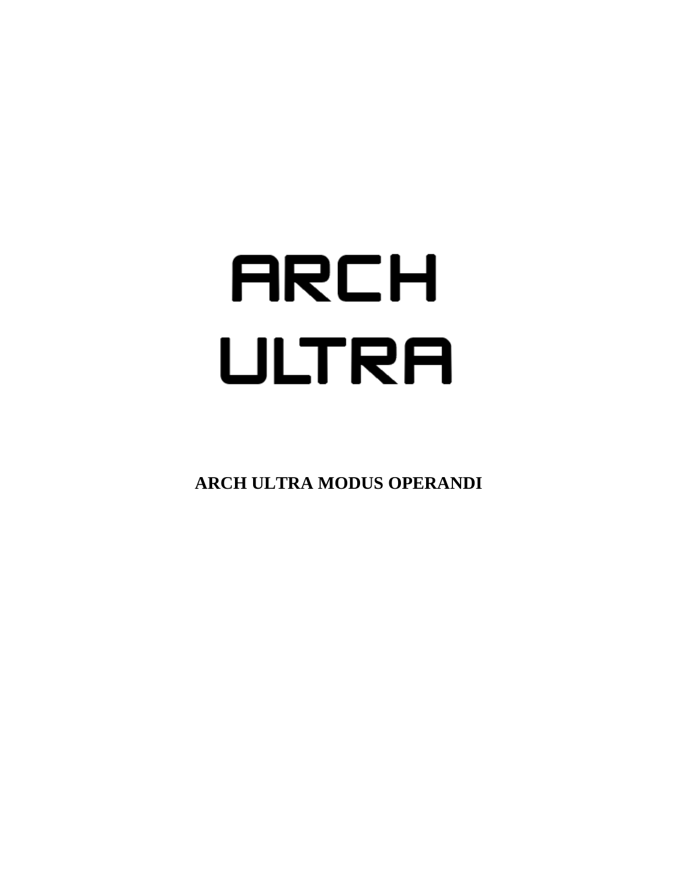# ARCH ULTRA

**ARCH ULTRA MODUS OPERANDI**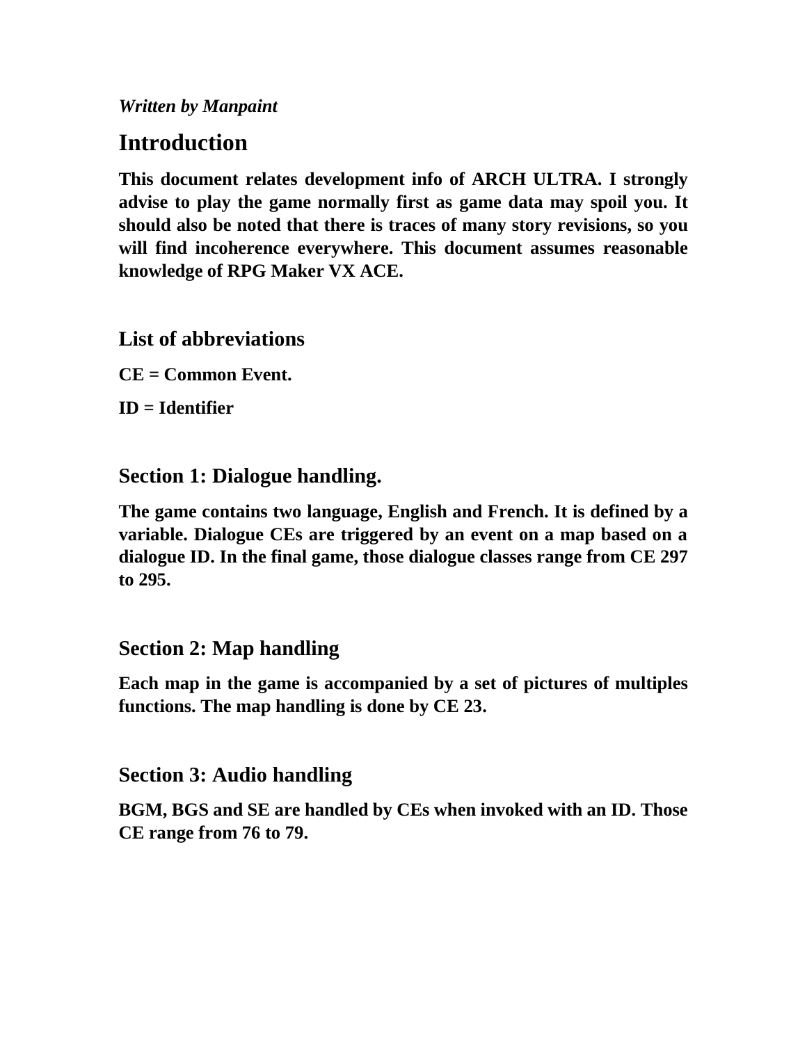*Written by Manpaint*

## Introduction

**This document relates development info of ARCH ULTRA. I strongly advise to play the game normally first as game data may spoil you. It should also be noted that there is traces of many story revisions, so you will find incoherence everywhere. This document assumes reasonable knowledge of RPG Maker VX ACE.**

### List of abbreviations

**CE = Common Event.**

**ID = Identifier**

### Section 1: Dialogue handling.

**The game contains two language, English and French. It is defined by a variable. Dialogue CEs are triggered by an event on a map based on a dialogue ID. In the final game, those dialogue classes range from CE 297 to 295.**

### Section 2: Map handling

**Each map in the game is accompanied by a set of pictures of multiples functions. The map handling is done by CE 23.**

### Section 3: Audio handling

**BGM, BGS and SE are handled by CEs when invoked with an ID. Those CE range from 76 to 79.**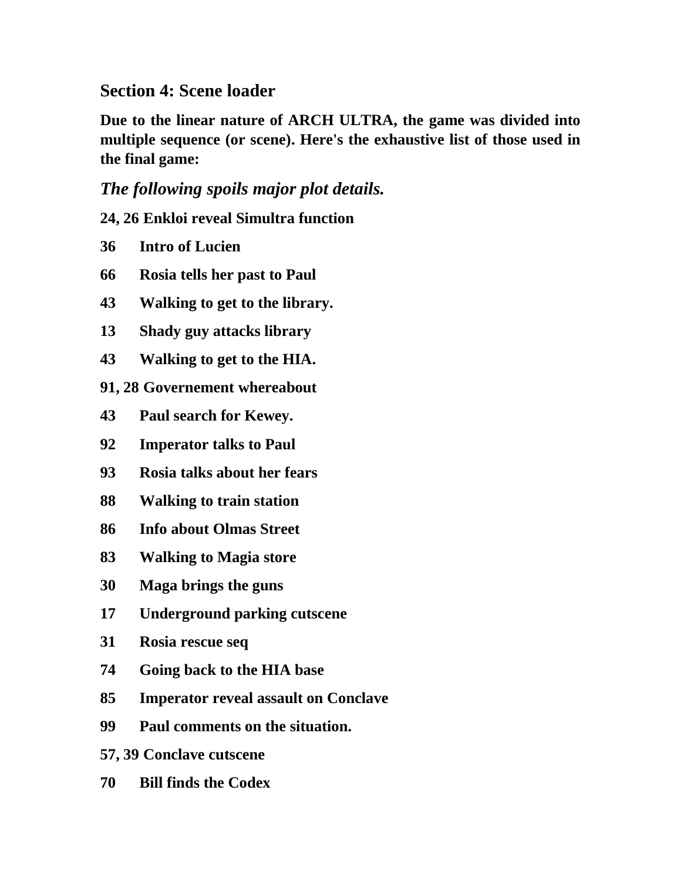## Section 4: Scene loader

**Due to the linear nature of ARCH ULTRA, the game was divided into multiple sequence (or scene). Here's the exhaustive list of those used in the final game:**

*The following spoils major plot details.*

**24, 26 Enkloi reveal Simultra function**

**36 Intro of Lucien**

**66 Rosia tells her past to Paul**

**43 Walking to get to the library.**

**13 Shady guy attacks library**

**43 Walking to get to the HIA.**

**91, 28 Governement whereabout**

**43 Paul search for Kewey.**

**92 Imperator talks to Paul**

**93 Rosia talks about her fears**

**88 Walking to train station**

**86 Info about Olmas Street**

**83 Walking to Magia store**

**30 Maga brings the guns**

**17 Underground parking cutscene**

**31 Rosia rescue seq**

**74 Going back to the HIA base**

**85 Imperator reveal assault on Conclave**

**99 Paul comments on the situation.**

**57, 39 Conclave cutscene**

**70 Bill finds the Codex**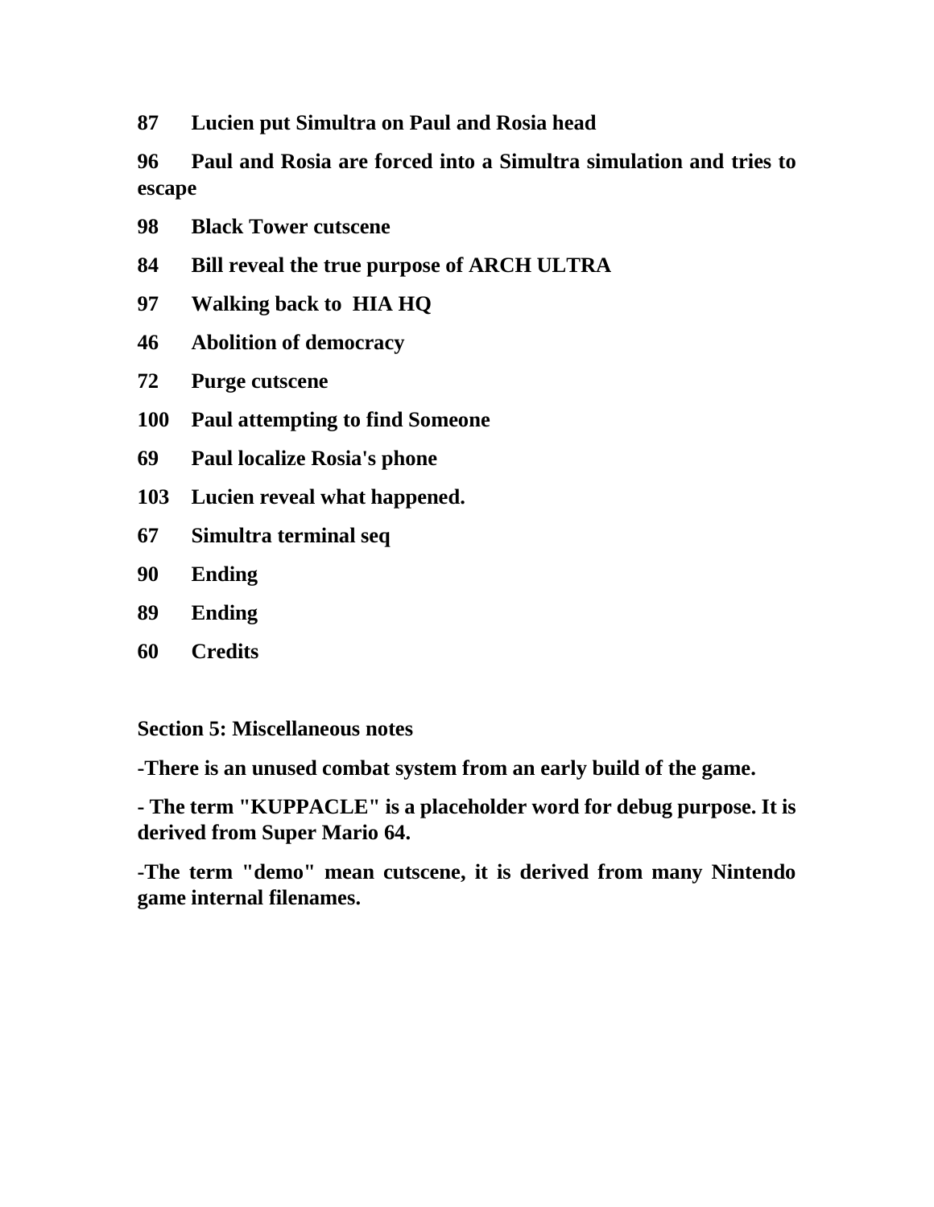**87 Lucien put Simultra on Paul and Rosia head**

**96 Paul and Rosia are forced into a Simultra simulation and tries to escape**

**98 Black Tower cutscene**

**84 Bill reveal the true purpose of ARCH ULTRA**

**97 Walking back to HIA HQ**

**46 Abolition of democracy**

**72 Purge cutscene**

**100 Paul attempting to find Someone**

**69 Paul localize Rosia's phone**

**103 Lucien reveal what happened.**

**67 Simultra terminal seq**

**90 Ending**

**89 Ending**

**60 Credits**

**Section 5: Miscellaneous notes**

**-There is an unused combat system from an early build of the game.**

**- The term "KUPPACLE" is a placeholder word for debug purpose. It is derived from Super Mario 64.**

**-The term "demo" mean cutscene, it is derived from many Nintendo game internal filenames.**